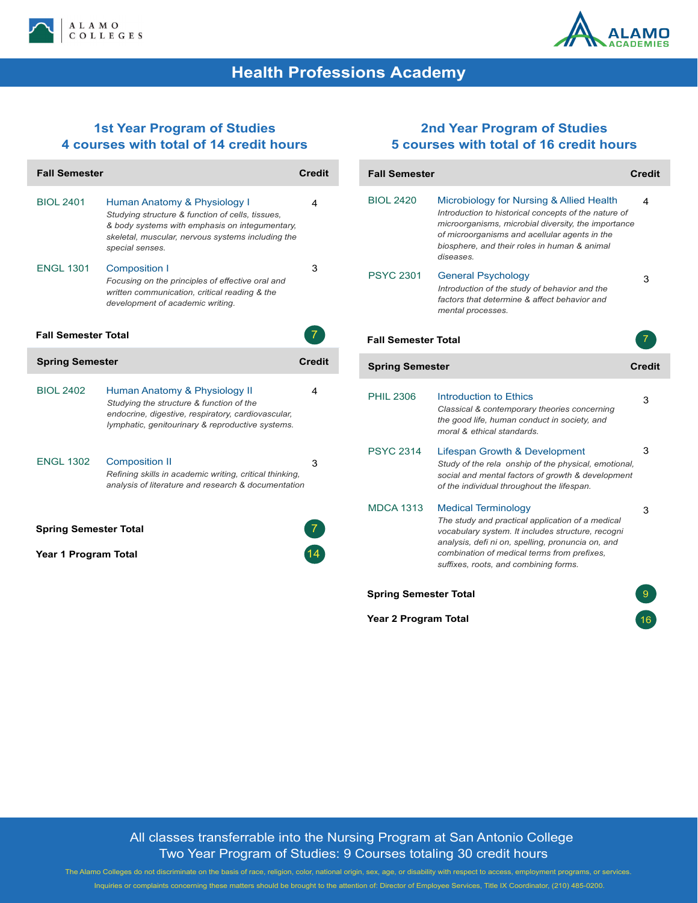ALAMO COLLEGES

ALAMO ACADEMIES

# Health Professions Academy

## 1st Year Program of Studies
## 4 courses with total of 14 credit hours

| Fall Semester | | Credit |
|---|---|---|
| BIOL 2401 | Human Anatomy & Physiology I<br>*Studying structure & function of cells, tissues, & body systems with emphasis on integumentary, skeletal, muscular, nervous systems including the special senses.* | 4 |
| ENGL 1301 | Composition I<br>*Focusing on the principles of effective oral and written communication, critical reading & the development of academic writing.* | 3 |
| **Fall Semester Total** | | 7 |

| Spring Semester | | Credit |
|---|---|---|
| BIOL 2402 | Human Anatomy & Physiology II<br>*Studying the structure & function of the endocrine, digestive, respiratory, cardiovascular, lymphatic, genitourinary & reproductive systems.* | 4 |
| ENGL 1302 | Composition II<br>*Refining skills in academic writing, critical thinking, analysis of literature and research & documentation* | 3 |
| **Spring Semester Total** | | 7 |
| **Year 1 Program Total** | | 14 |

## 2nd Year Program of Studies
## 5 courses with total of 16 credit hours

| Fall Semester | | Credit |
|---|---|---|
| BIOL 2420 | Microbiology for Nursing & Allied Health<br>*Introduction to historical concepts of the nature of microorganisms, microbial diversity, the importance of microorganisms and acellular agents in the biosphere, and their roles in human & animal diseases.* | 4 |
| PSYC 2301 | General Psychology<br>*Introduction of the study of behavior and the factors that determine & affect behavior and mental processes.* | 3 |
| **Fall Semester Total** | | 7 |

| Spring Semester | | Credit |
|---|---|---|
| PHIL 2306 | Introduction to Ethics<br>*Classical & contemporary theories concerning the good life, human conduct in society, and moral & ethical standards.* | 3 |
| PSYC 2314 | Lifespan Growth & Development<br>*Study of the rela onship of the physical, emotional, social and mental factors of growth & development of the individual throughout the lifespan.* | 3 |
| MDCA 1313 | Medical Terminology<br>*The study and practical application of a medical vocabulary system. It includes structure, recogni analysis, defi ni on, spelling, pronuncia on, and combination of medical terms from prefixes, suffixes, roots, and combining forms.* | 3 |
| **Spring Semester Total** | | 9 |
| **Year 2 Program Total** | | 16 |

All classes transferrable into the Nursing Program at San Antonio College
Two Year Program of Studies: 9 Courses totaling 30 credit hours

The Alamo Colleges do not discriminate on the basis of race, religion, color, national origin, sex, age, or disability with respect to access, employment programs, or services.

Inquiries or complaints concerning these matters should be brought to the attention of: Director of Employee Services, Title IX Coordinator, (210) 485-0200.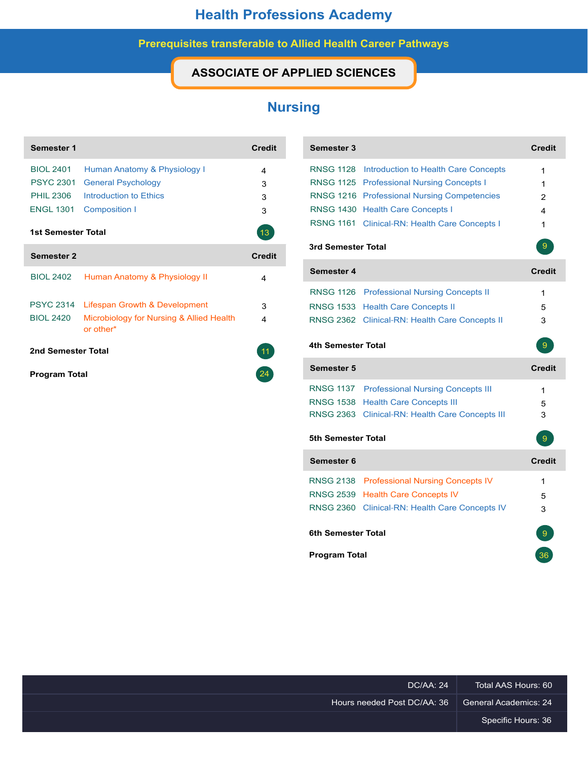# Health Professions Academy

**Prerequisites transferable to Allied Health Career Pathways**

## ASSOCIATE OF APPLIED SCIENCES

## Nursing

| Semester 1 | | Credit |
|---|---|---|
| BIOL 2401 | Human Anatomy & Physiology I | 4 |
| PSYC 2301 | General Psychology | 3 |
| PHIL 2306 | Introduction to Ethics | 3 |
| ENGL 1301 | Composition I | 3 |
| **1st Semester Total** | | 13 |

| Semester 2 | | Credit |
|---|---|---|
| BIOL 2402 | Human Anatomy & Physiology II | 4 |
| PSYC 2314 | Lifespan Growth & Development | 3 |
| BIOL 2420 | Microbiology for Nursing & Allied Health or other* | 4 |
| **2nd Semester Total** | | 11 |
| **Program Total** | | 24 |

| Semester 3 | | Credit |
|---|---|---|
| RNSG 1128 | Introduction to Health Care Concepts | 1 |
| RNSG 1125 | Professional Nursing Concepts I | 1 |
| RNSG 1216 | Professional Nursing Competencies | 2 |
| RNSG 1430 | Health Care Concepts I | 4 |
| RSNG 1161 | Clinical-RN: Health Care Concepts I | 1 |
| **3rd Semester Total** | | 9 |

| Semester 4 | | Credit |
|---|---|---|
| RNSG 1126 | Professional Nursing Concepts II | 1 |
| RNSG 1533 | Health Care Concepts II | 5 |
| RNSG 2362 | Clinical-RN: Health Care Concepts II | 3 |
| **4th Semester Total** | | 9 |

| Semester 5 | | Credit |
|---|---|---|
| RNSG 1137 | Professional Nursing Concepts III | 1 |
| RNSG 1538 | Health Care Concepts III | 5 |
| RNSG 2363 | Clinical-RN: Health Care Concepts III | 3 |
| **5th Semester Total** | | 9 |

| Semester 6 | | Credit |
|---|---|---|
| RNSG 2138 | Professional Nursing Concepts IV | 1 |
| RNSG 2539 | Health Care Concepts IV | 5 |
| RNSG 2360 | Clinical-RN: Health Care Concepts IV | 3 |
| **6th Semester Total** | | 9 |
| **Program Total** | | 36 |

| | |
|---|---|
| DC/AA: 24 | Total AAS Hours: 60 |
| Hours needed Post DC/AA: 36 | General Academics: 24 |
| | Specific Hours: 36 |